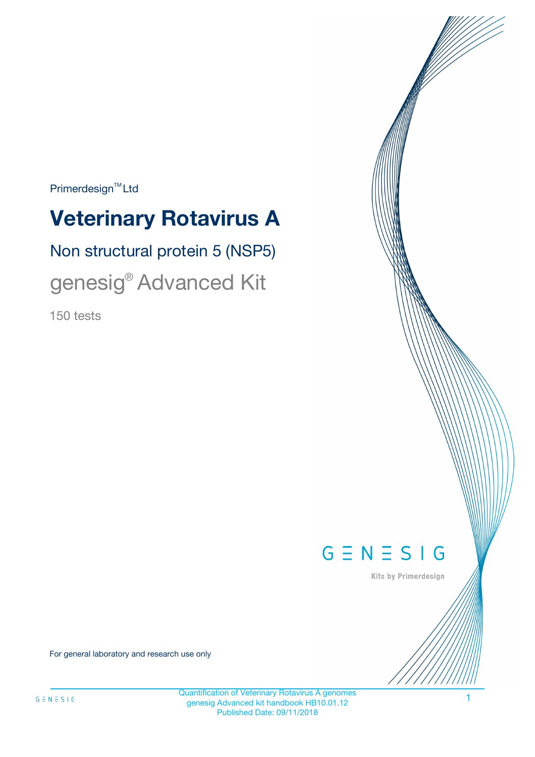Primerdesign™ Ltd

# Veterinary Rotavirus A

## Non structural protein 5 (NSP5)

## genesig® Advanced Kit

150 tests

GENESIG

Kits by Primerdesign

For general laboratory and research use only

Quantification of Veterinary Rotavirus A genomes
genesig Advanced kit handbook HB10.01.12
Published Date: 09/11/2018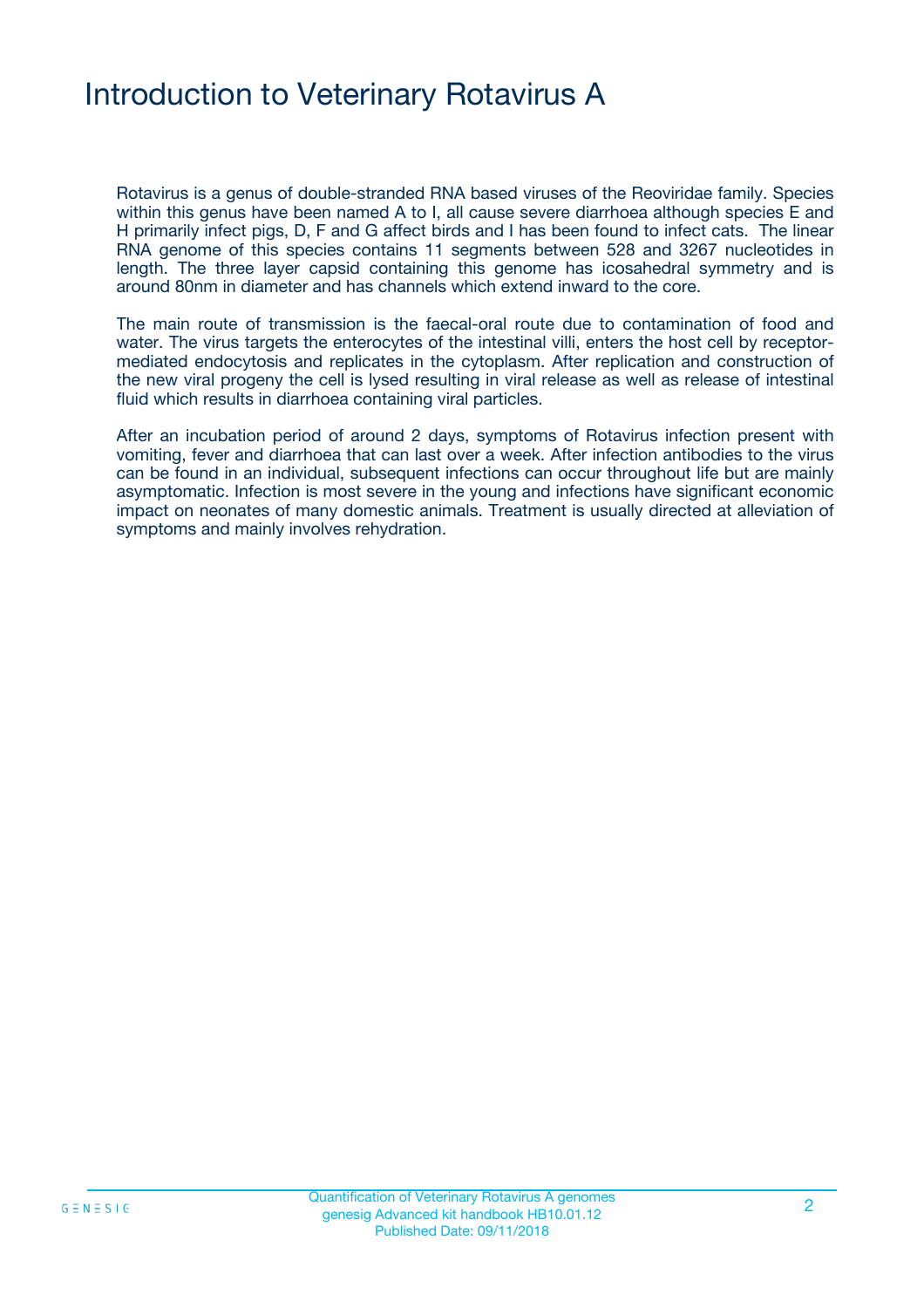# Introduction to Veterinary Rotavirus A

Rotavirus is a genus of double-stranded RNA based viruses of the Reoviridae family. Species within this genus have been named A to I, all cause severe diarrhoea although species E and H primarily infect pigs, D, F and G affect birds and I has been found to infect cats. The linear RNA genome of this species contains 11 segments between 528 and 3267 nucleotides in length. The three layer capsid containing this genome has icosahedral symmetry and is around 80nm in diameter and has channels which extend inward to the core.

The main route of transmission is the faecal-oral route due to contamination of food and water. The virus targets the enterocytes of the intestinal villi, enters the host cell by receptor-mediated endocytosis and replicates in the cytoplasm. After replication and construction of the new viral progeny the cell is lysed resulting in viral release as well as release of intestinal fluid which results in diarrhoea containing viral particles.

After an incubation period of around 2 days, symptoms of Rotavirus infection present with vomiting, fever and diarrhoea that can last over a week. After infection antibodies to the virus can be found in an individual, subsequent infections can occur throughout life but are mainly asymptomatic. Infection is most severe in the young and infections have significant economic impact on neonates of many domestic animals. Treatment is usually directed at alleviation of symptoms and mainly involves rehydration.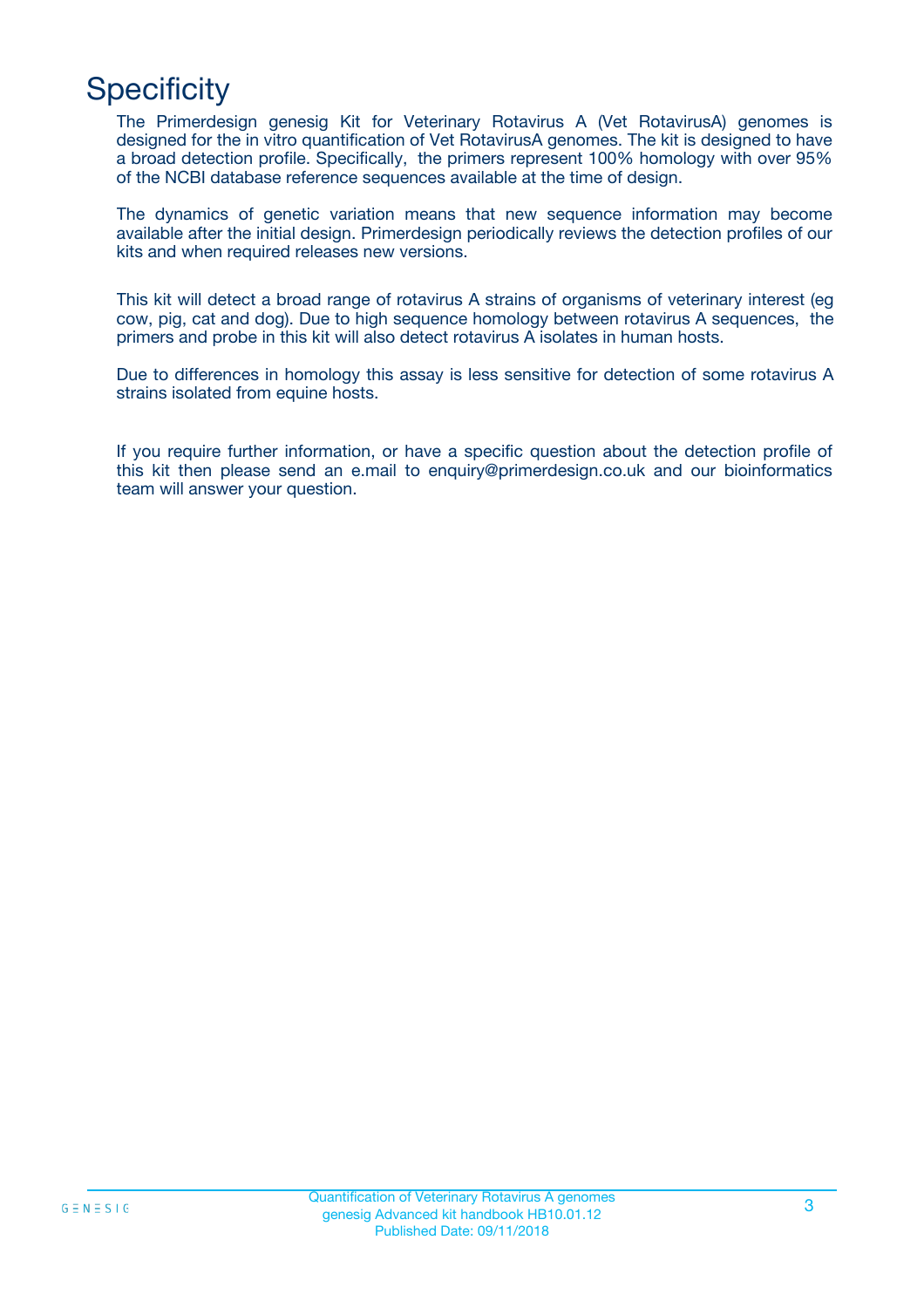# Specificity

The Primerdesign genesig Kit for Veterinary Rotavirus A (Vet RotavirusA) genomes is designed for the in vitro quantification of Vet RotavirusA genomes. The kit is designed to have a broad detection profile. Specifically, the primers represent 100% homology with over 95% of the NCBI database reference sequences available at the time of design.

The dynamics of genetic variation means that new sequence information may become available after the initial design. Primerdesign periodically reviews the detection profiles of our kits and when required releases new versions.

This kit will detect a broad range of rotavirus A strains of organisms of veterinary interest (eg cow, pig, cat and dog). Due to high sequence homology between rotavirus A sequences, the primers and probe in this kit will also detect rotavirus A isolates in human hosts.

Due to differences in homology this assay is less sensitive for detection of some rotavirus A strains isolated from equine hosts.

If you require further information, or have a specific question about the detection profile of this kit then please send an e.mail to enquiry@primerdesign.co.uk and our bioinformatics team will answer your question.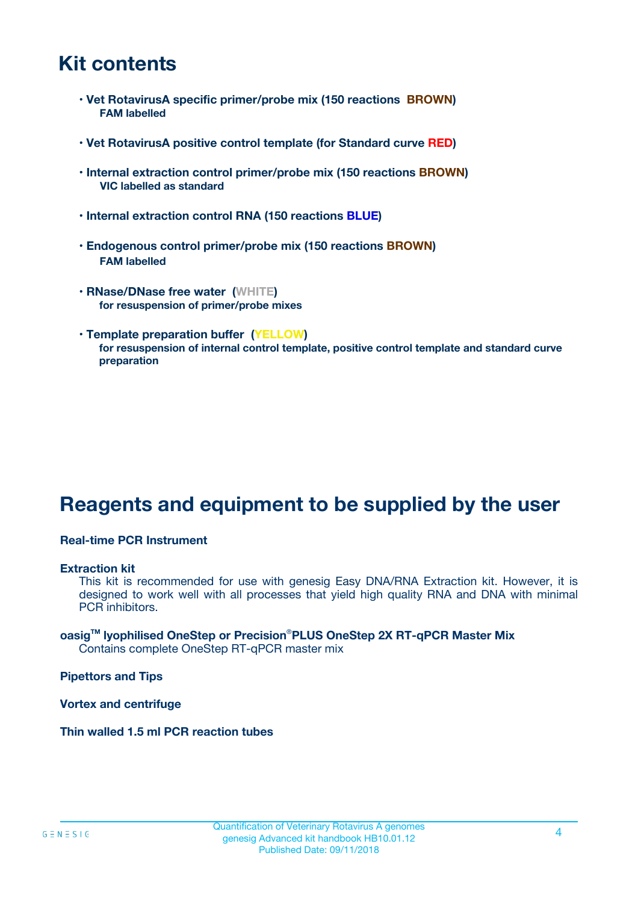# Kit contents

- **Vet RotavirusA specific primer/probe mix (150 reactions BROWN)**
  **FAM labelled**

- **Vet RotavirusA positive control template (for Standard curve RED)**

- **Internal extraction control primer/probe mix (150 reactions BROWN)**
  **VIC labelled as standard**

- **Internal extraction control RNA (150 reactions BLUE)**

- **Endogenous control primer/probe mix (150 reactions BROWN)**
  **FAM labelled**

- **RNase/DNase free water (WHITE)**
  **for resuspension of primer/probe mixes**

- **Template preparation buffer (YELLOW)**
  **for resuspension of internal control template, positive control template and standard curve preparation**

# Reagents and equipment to be supplied by the user

**Real-time PCR Instrument**

**Extraction kit**
This kit is recommended for use with genesig Easy DNA/RNA Extraction kit. However, it is designed to work well with all processes that yield high quality RNA and DNA with minimal PCR inhibitors.

**oasig™ lyophilised OneStep or Precision®PLUS OneStep 2X RT-qPCR Master Mix**
Contains complete OneStep RT-qPCR master mix

**Pipettors and Tips**

**Vortex and centrifuge**

**Thin walled 1.5 ml PCR reaction tubes**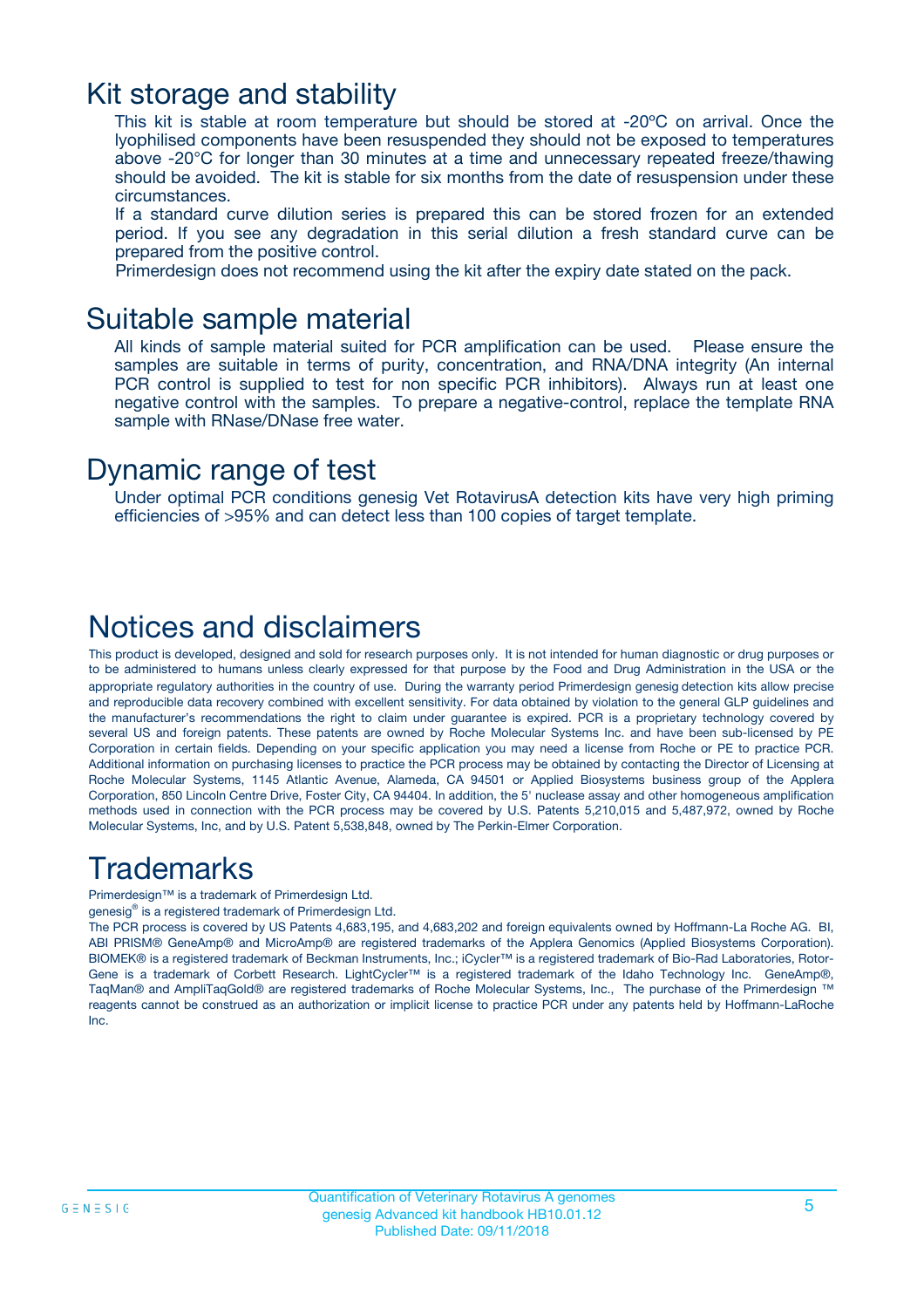# Kit storage and stability

This kit is stable at room temperature but should be stored at -20ºC on arrival. Once the lyophilised components have been resuspended they should not be exposed to temperatures above -20°C for longer than 30 minutes at a time and unnecessary repeated freeze/thawing should be avoided. The kit is stable for six months from the date of resuspension under these circumstances.

If a standard curve dilution series is prepared this can be stored frozen for an extended period. If you see any degradation in this serial dilution a fresh standard curve can be prepared from the positive control.

Primerdesign does not recommend using the kit after the expiry date stated on the pack.

# Suitable sample material

All kinds of sample material suited for PCR amplification can be used. Please ensure the samples are suitable in terms of purity, concentration, and RNA/DNA integrity (An internal PCR control is supplied to test for non specific PCR inhibitors). Always run at least one negative control with the samples. To prepare a negative-control, replace the template RNA sample with RNase/DNase free water.

# Dynamic range of test

Under optimal PCR conditions genesig Vet RotavirusA detection kits have very high priming efficiencies of >95% and can detect less than 100 copies of target template.

# Notices and disclaimers

This product is developed, designed and sold for research purposes only. It is not intended for human diagnostic or drug purposes or to be administered to humans unless clearly expressed for that purpose by the Food and Drug Administration in the USA or the appropriate regulatory authorities in the country of use. During the warranty period Primerdesign genesig detection kits allow precise and reproducible data recovery combined with excellent sensitivity. For data obtained by violation to the general GLP guidelines and the manufacturer's recommendations the right to claim under guarantee is expired. PCR is a proprietary technology covered by several US and foreign patents. These patents are owned by Roche Molecular Systems Inc. and have been sub-licensed by PE Corporation in certain fields. Depending on your specific application you may need a license from Roche or PE to practice PCR. Additional information on purchasing licenses to practice the PCR process may be obtained by contacting the Director of Licensing at Roche Molecular Systems, 1145 Atlantic Avenue, Alameda, CA 94501 or Applied Biosystems business group of the Applera Corporation, 850 Lincoln Centre Drive, Foster City, CA 94404. In addition, the 5' nuclease assay and other homogeneous amplification methods used in connection with the PCR process may be covered by U.S. Patents 5,210,015 and 5,487,972, owned by Roche Molecular Systems, Inc, and by U.S. Patent 5,538,848, owned by The Perkin-Elmer Corporation.

# Trademarks

Primerdesign™ is a trademark of Primerdesign Ltd.

genesig® is a registered trademark of Primerdesign Ltd.

The PCR process is covered by US Patents 4,683,195, and 4,683,202 and foreign equivalents owned by Hoffmann-La Roche AG. BI, ABI PRISM® GeneAmp® and MicroAmp® are registered trademarks of the Applera Genomics (Applied Biosystems Corporation). BIOMEK® is a registered trademark of Beckman Instruments, Inc.; iCycler™ is a registered trademark of Bio-Rad Laboratories, Rotor-Gene is a trademark of Corbett Research. LightCycler™ is a registered trademark of the Idaho Technology Inc. GeneAmp®, TaqMan® and AmpliTaqGold® are registered trademarks of Roche Molecular Systems, Inc., The purchase of the Primerdesign ™ reagents cannot be construed as an authorization or implicit license to practice PCR under any patents held by Hoffmann-LaRoche Inc.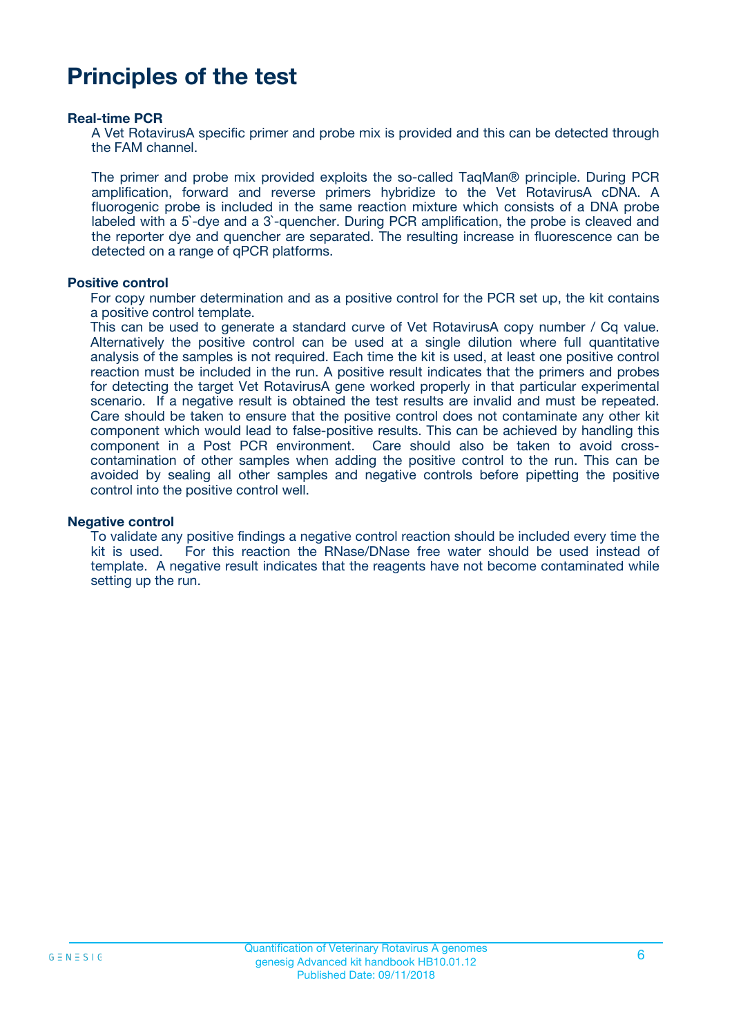# Principles of the test

**Real-time PCR**

A Vet RotavirusA specific primer and probe mix is provided and this can be detected through the FAM channel.

The primer and probe mix provided exploits the so-called TaqMan® principle. During PCR amplification, forward and reverse primers hybridize to the Vet RotavirusA cDNA. A fluorogenic probe is included in the same reaction mixture which consists of a DNA probe labeled with a 5`-dye and a 3`-quencher. During PCR amplification, the probe is cleaved and the reporter dye and quencher are separated. The resulting increase in fluorescence can be detected on a range of qPCR platforms.

**Positive control**

For copy number determination and as a positive control for the PCR set up, the kit contains a positive control template.
This can be used to generate a standard curve of Vet RotavirusA copy number / Cq value. Alternatively the positive control can be used at a single dilution where full quantitative analysis of the samples is not required. Each time the kit is used, at least one positive control reaction must be included in the run. A positive result indicates that the primers and probes for detecting the target Vet RotavirusA gene worked properly in that particular experimental scenario. If a negative result is obtained the test results are invalid and must be repeated. Care should be taken to ensure that the positive control does not contaminate any other kit component which would lead to false-positive results. This can be achieved by handling this component in a Post PCR environment. Care should also be taken to avoid cross-contamination of other samples when adding the positive control to the run. This can be avoided by sealing all other samples and negative controls before pipetting the positive control into the positive control well.

**Negative control**

To validate any positive findings a negative control reaction should be included every time the kit is used. For this reaction the RNase/DNase free water should be used instead of template. A negative result indicates that the reagents have not become contaminated while setting up the run.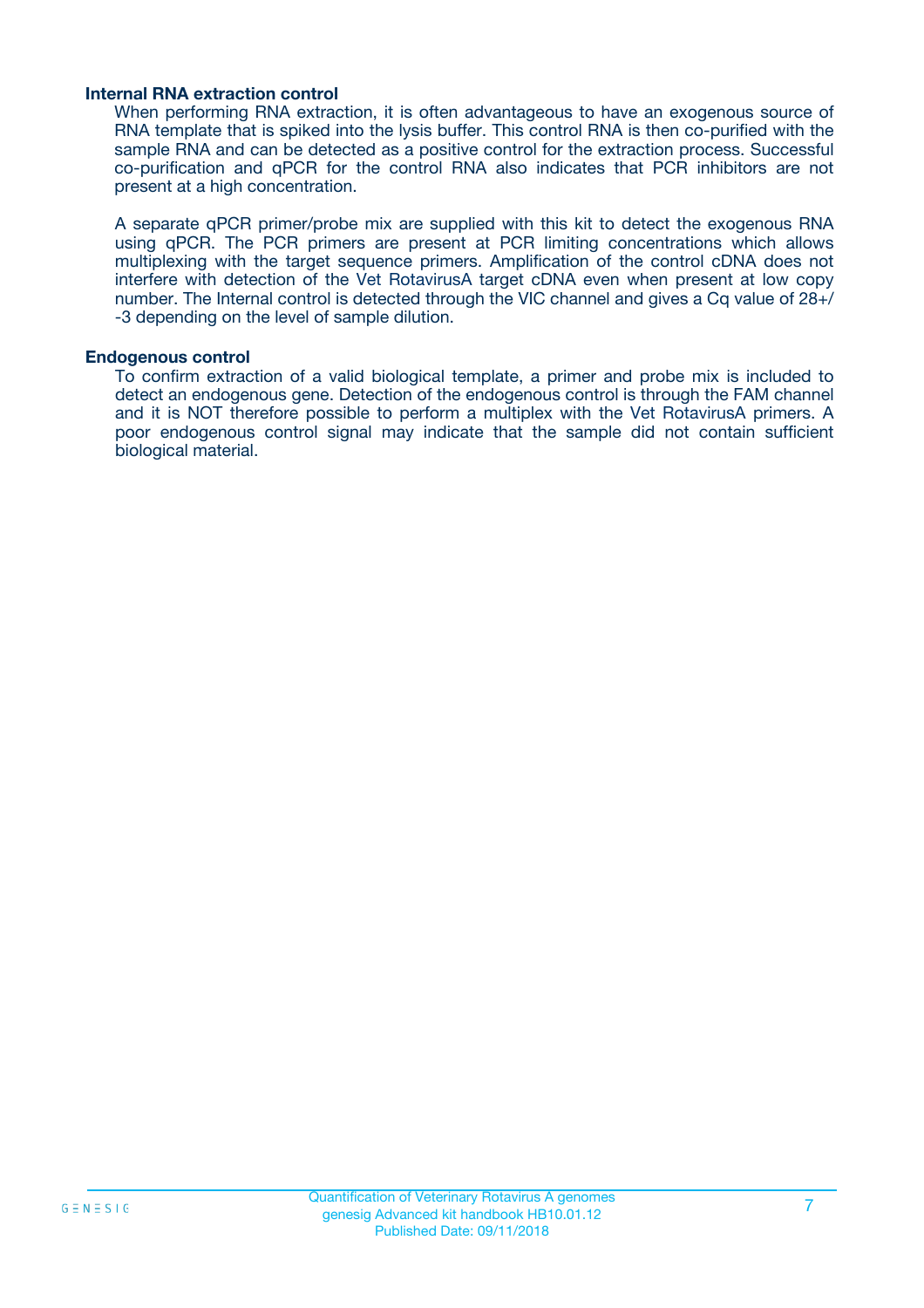### Internal RNA extraction control

When performing RNA extraction, it is often advantageous to have an exogenous source of RNA template that is spiked into the lysis buffer. This control RNA is then co-purified with the sample RNA and can be detected as a positive control for the extraction process. Successful co-purification and qPCR for the control RNA also indicates that PCR inhibitors are not present at a high concentration.

A separate qPCR primer/probe mix are supplied with this kit to detect the exogenous RNA using qPCR. The PCR primers are present at PCR limiting concentrations which allows multiplexing with the target sequence primers. Amplification of the control cDNA does not interfere with detection of the Vet RotavirusA target cDNA even when present at low copy number. The Internal control is detected through the VIC channel and gives a Cq value of 28+/-3 depending on the level of sample dilution.

### Endogenous control

To confirm extraction of a valid biological template, a primer and probe mix is included to detect an endogenous gene. Detection of the endogenous control is through the FAM channel and it is NOT therefore possible to perform a multiplex with the Vet RotavirusA primers. A poor endogenous control signal may indicate that the sample did not contain sufficient biological material.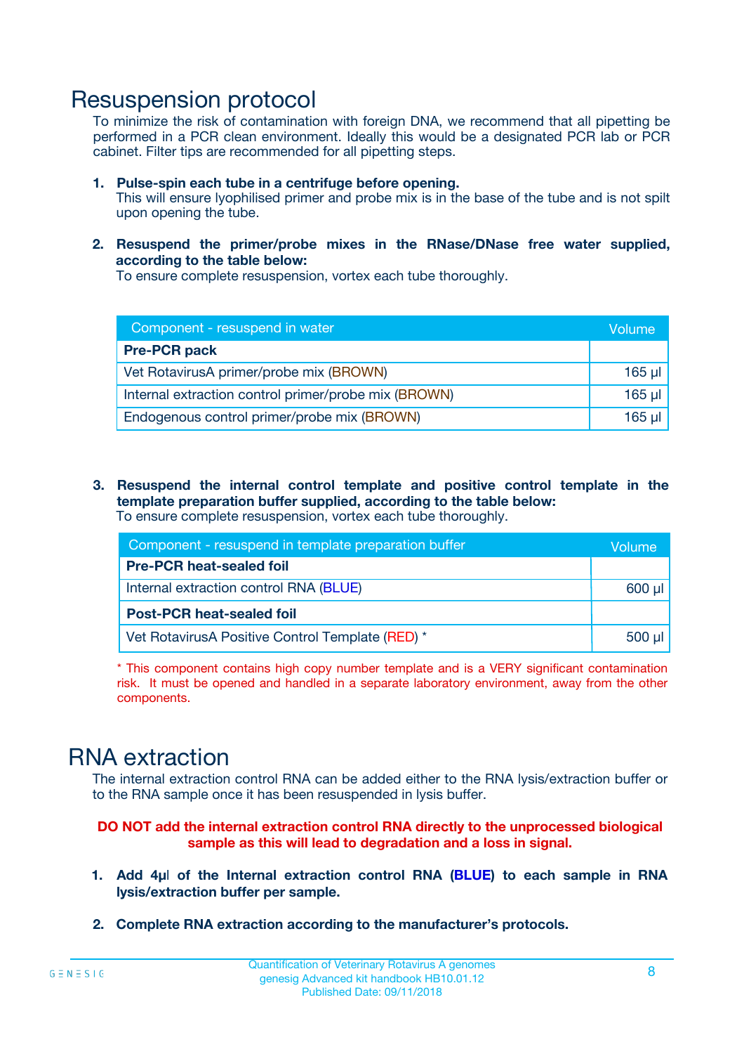# Resuspension protocol

To minimize the risk of contamination with foreign DNA, we recommend that all pipetting be performed in a PCR clean environment. Ideally this would be a designated PCR lab or PCR cabinet. Filter tips are recommended for all pipetting steps.

1. **Pulse-spin each tube in a centrifuge before opening.**
   This will ensure lyophilised primer and probe mix is in the base of the tube and is not spilt upon opening the tube.

2. **Resuspend the primer/probe mixes in the RNase/DNase free water supplied, according to the table below:**
   To ensure complete resuspension, vortex each tube thoroughly.

| Component - resuspend in water | Volume |
|---|---|
| **Pre-PCR pack** | |
| Vet RotavirusA primer/probe mix (BROWN) | 165 µl |
| Internal extraction control primer/probe mix (BROWN) | 165 µl |
| Endogenous control primer/probe mix (BROWN) | 165 µl |

3. **Resuspend the internal control template and positive control template in the template preparation buffer supplied, according to the table below:**
   To ensure complete resuspension, vortex each tube thoroughly.

| Component - resuspend in template preparation buffer | Volume |
|---|---|
| **Pre-PCR heat-sealed foil** | |
| Internal extraction control RNA (BLUE) | 600 µl |
| **Post-PCR heat-sealed foil** | |
| Vet RotavirusA Positive Control Template (RED) * | 500 µl |

* This component contains high copy number template and is a VERY significant contamination risk. It must be opened and handled in a separate laboratory environment, away from the other components.

# RNA extraction

The internal extraction control RNA can be added either to the RNA lysis/extraction buffer or to the RNA sample once it has been resuspended in lysis buffer.

**DO NOT add the internal extraction control RNA directly to the unprocessed biological sample as this will lead to degradation and a loss in signal.**

1. **Add 4µl of the Internal extraction control RNA (BLUE) to each sample in RNA lysis/extraction buffer per sample.**

2. **Complete RNA extraction according to the manufacturer's protocols.**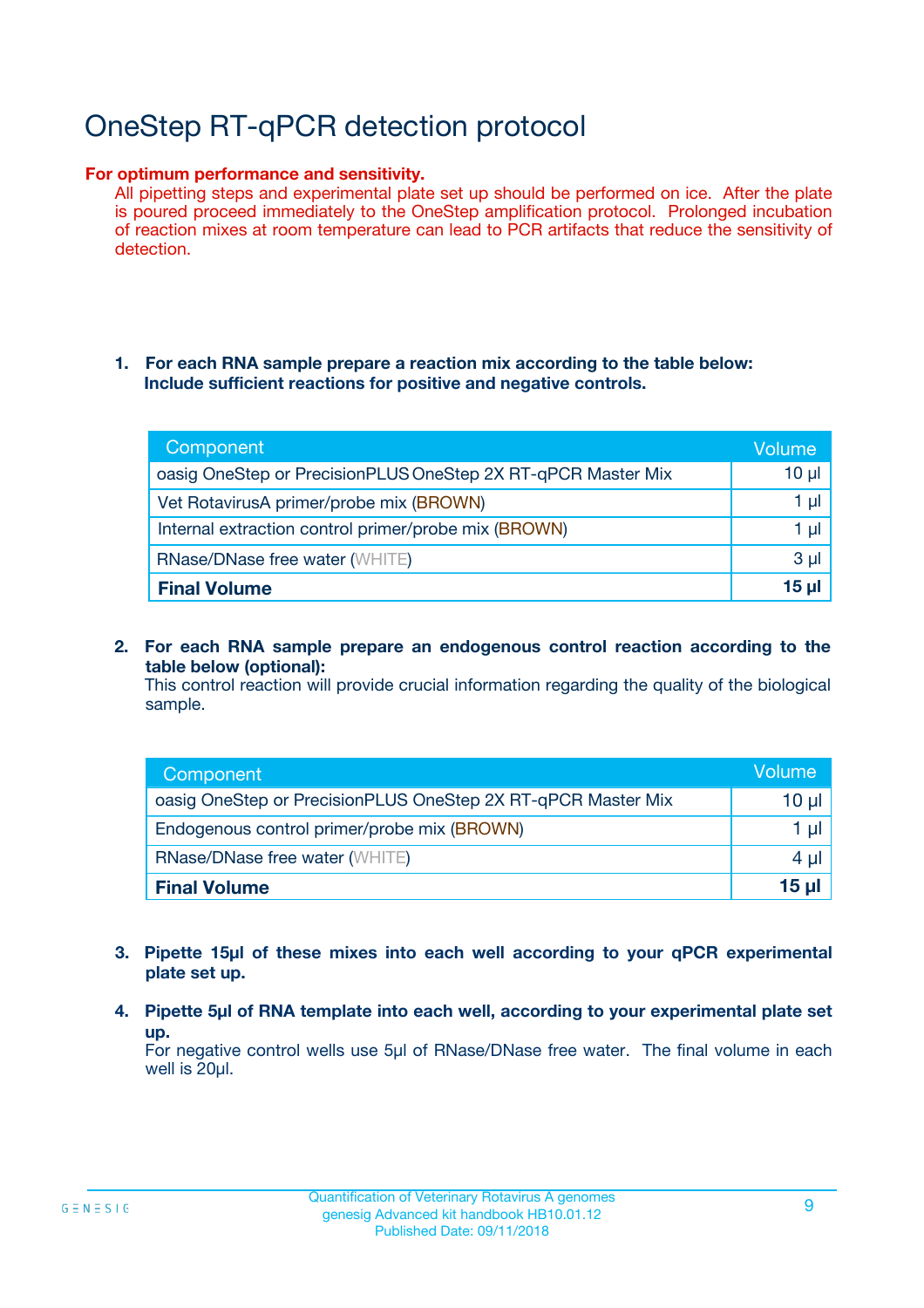# OneStep RT-qPCR detection protocol

**For optimum performance and sensitivity.**

All pipetting steps and experimental plate set up should be performed on ice. After the plate is poured proceed immediately to the OneStep amplification protocol. Prolonged incubation of reaction mixes at room temperature can lead to PCR artifacts that reduce the sensitivity of detection.

1. **For each RNA sample prepare a reaction mix according to the table below: Include sufficient reactions for positive and negative controls.**

| Component | Volume |
|---|---|
| oasig OneStep or PrecisionPLUS OneStep 2X RT-qPCR Master Mix | 10 µl |
| Vet RotavirusA primer/probe mix (BROWN) | 1 µl |
| Internal extraction control primer/probe mix (BROWN) | 1 µl |
| RNase/DNase free water (WHITE) | 3 µl |
| **Final Volume** | **15 µl** |

2. **For each RNA sample prepare an endogenous control reaction according to the table below (optional):**
   This control reaction will provide crucial information regarding the quality of the biological sample.

| Component | Volume |
|---|---|
| oasig OneStep or PrecisionPLUS OneStep 2X RT-qPCR Master Mix | 10 µl |
| Endogenous control primer/probe mix (BROWN) | 1 µl |
| RNase/DNase free water (WHITE) | 4 µl |
| **Final Volume** | **15 µl** |

3. **Pipette 15µl of these mixes into each well according to your qPCR experimental plate set up.**

4. **Pipette 5µl of RNA template into each well, according to your experimental plate set up.**
   For negative control wells use 5µl of RNase/DNase free water. The final volume in each well is 20µl.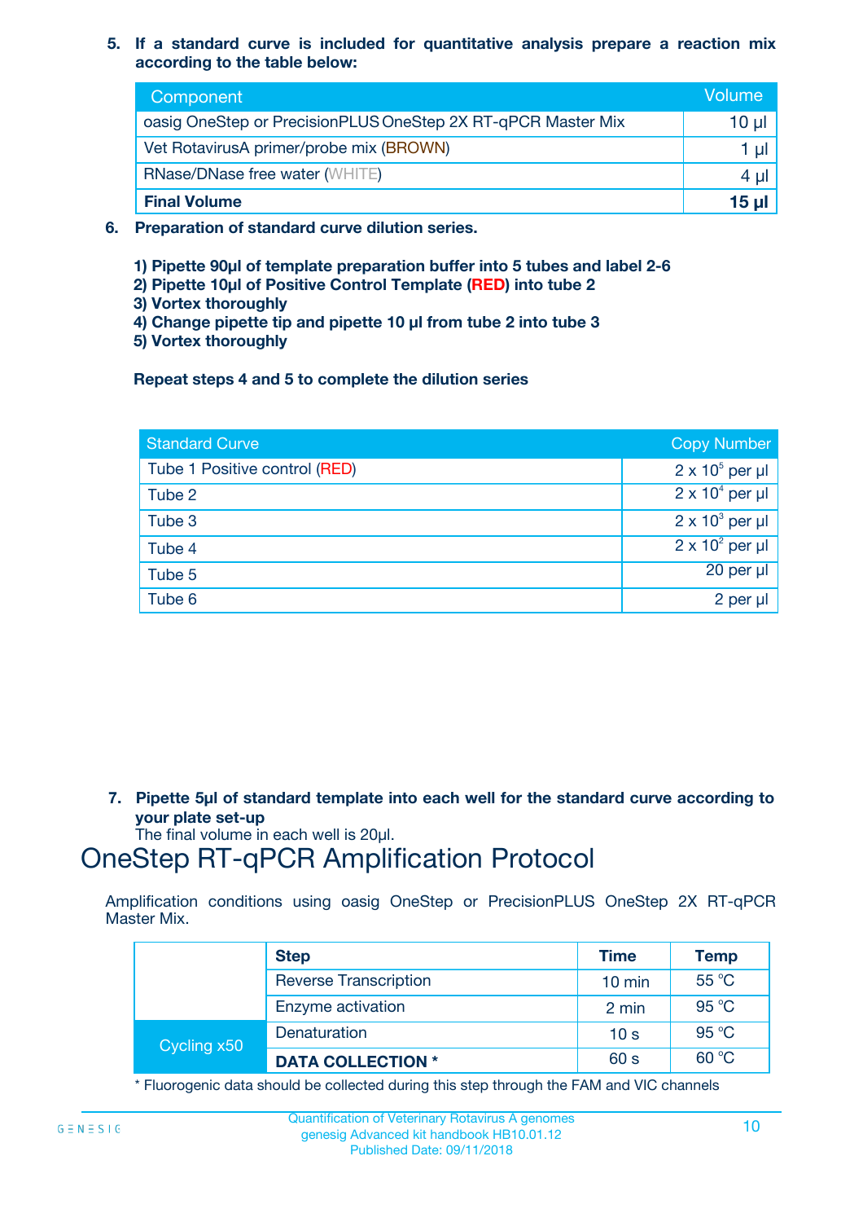5. **If a standard curve is included for quantitative analysis prepare a reaction mix according to the table below:**

| Component | Volume |
|---|---|
| oasig OneStep or PrecisionPLUS OneStep 2X RT-qPCR Master Mix | 10 µl |
| Vet RotavirusA primer/probe mix (BROWN) | 1 µl |
| RNase/DNase free water (WHITE) | 4 µl |
| **Final Volume** | **15 µl** |

6. **Preparation of standard curve dilution series.**

   **1) Pipette 90µl of template preparation buffer into 5 tubes and label 2-6**
   **2) Pipette 10µl of Positive Control Template (RED) into tube 2**
   **3) Vortex thoroughly**
   **4) Change pipette tip and pipette 10 µl from tube 2 into tube 3**
   **5) Vortex thoroughly**

   **Repeat steps 4 and 5 to complete the dilution series**

| Standard Curve | Copy Number |
|---|---|
| Tube 1 Positive control (RED) | $2 \times 10^5$ per µl |
| Tube 2 | $2 \times 10^4$ per µl |
| Tube 3 | $2 \times 10^3$ per µl |
| Tube 4 | $2 \times 10^2$ per µl |
| Tube 5 | 20 per µl |
| Tube 6 | 2 per µl |

7. **Pipette 5µl of standard template into each well for the standard curve according to your plate set-up**
   The final volume in each well is 20µl.

# OneStep RT-qPCR Amplification Protocol

Amplification conditions using oasig OneStep or PrecisionPLUS OneStep 2X RT-qPCR Master Mix.

| | Step | Time | Temp |
|---|---|---|---|
| | Reverse Transcription | 10 min | 55 °C |
| | Enzyme activation | 2 min | 95 °C |
| Cycling x50 | Denaturation | 10 s | 95 °C |
| | **DATA COLLECTION *** | 60 s | 60 °C |

* Fluorogenic data should be collected during this step through the FAM and VIC channels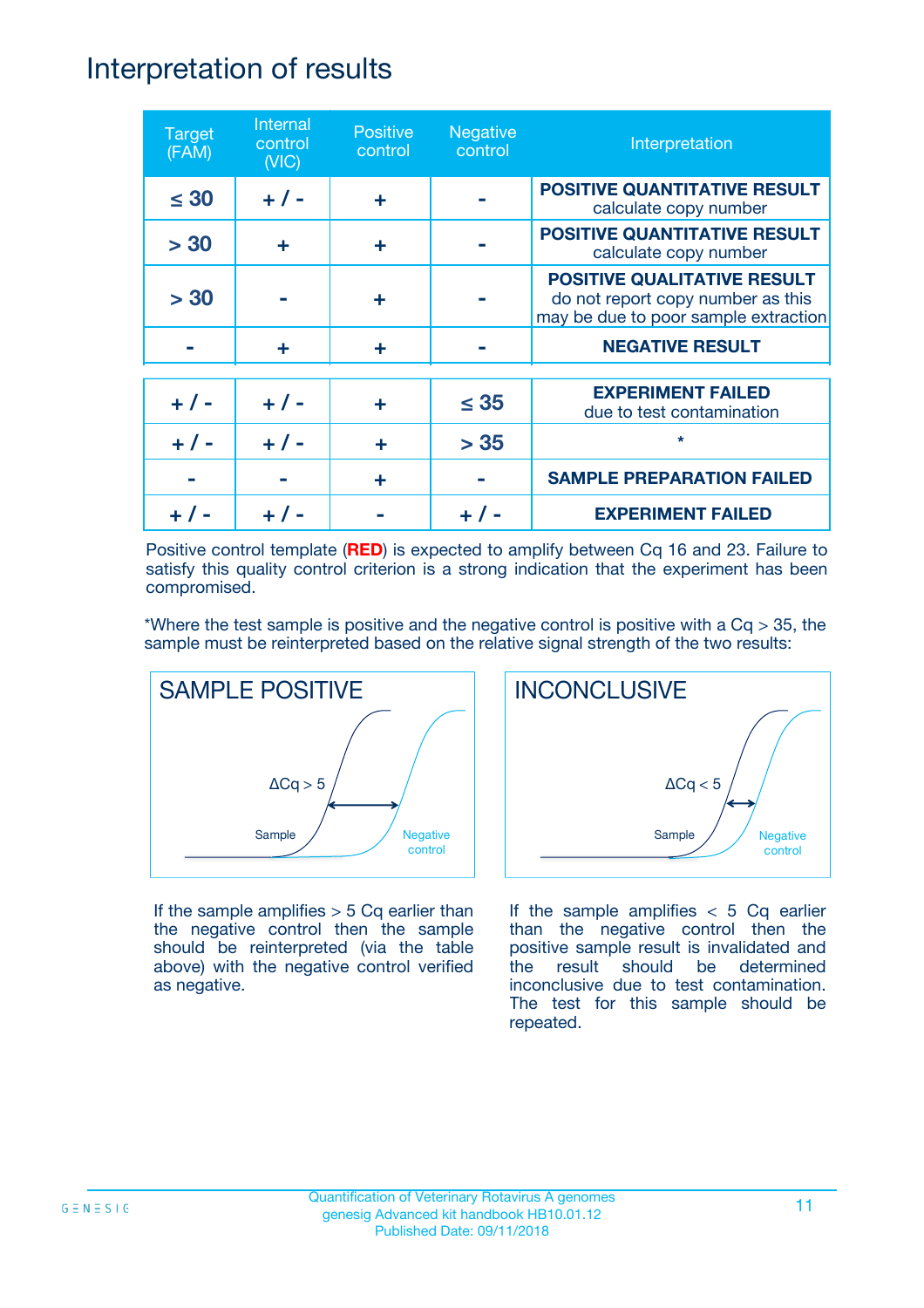# Interpretation of results

| Target (FAM) | Internal control (VIC) | Positive control | Negative control | Interpretation |
|---|---|---|---|---|
| ≤ 30 | + / - | + | - | **POSITIVE QUANTITATIVE RESULT** calculate copy number |
| > 30 | + | + | - | **POSITIVE QUANTITATIVE RESULT** calculate copy number |
| > 30 | - | + | - | **POSITIVE QUALITATIVE RESULT** do not report copy number as this may be due to poor sample extraction |
| - | + | + | - | **NEGATIVE RESULT** |
| + / - | + / - | + | ≤ 35 | **EXPERIMENT FAILED** due to test contamination |
| + / - | + / - | + | > 35 | * |
| - | - | + | - | **SAMPLE PREPARATION FAILED** |
| + / - | + / - | - | + / - | **EXPERIMENT FAILED** |

Positive control template (**RED**) is expected to amplify between Cq 16 and 23. Failure to satisfy this quality control criterion is a strong indication that the experiment has been compromised.

*Where the test sample is positive and the negative control is positive with a Cq > 35, the sample must be reinterpreted based on the relative signal strength of the two results:

## SAMPLE POSITIVE

ΔCq > 5

Sample

Negative control

If the sample amplifies > 5 Cq earlier than the negative control then the sample should be reinterpreted (via the table above) with the negative control verified as negative.

## INCONCLUSIVE

ΔCq < 5

Sample

Negative control

If the sample amplifies < 5 Cq earlier than the negative control then the positive sample result is invalidated and the result should be determined inconclusive due to test contamination. The test for this sample should be repeated.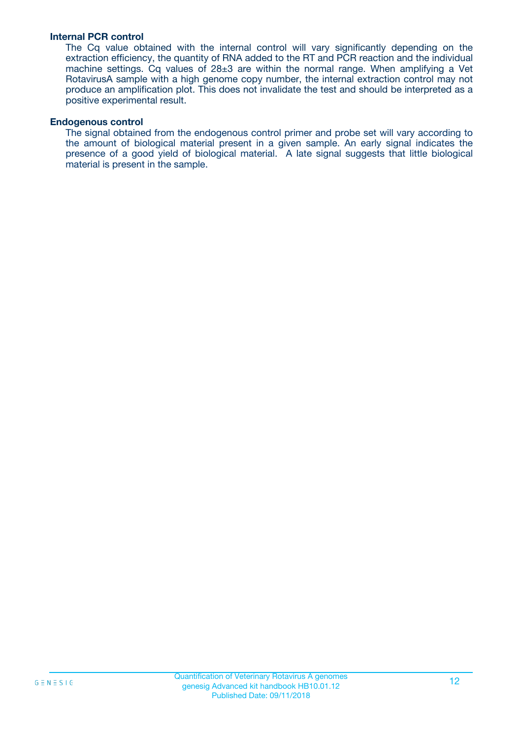### Internal PCR control

The Cq value obtained with the internal control will vary significantly depending on the extraction efficiency, the quantity of RNA added to the RT and PCR reaction and the individual machine settings. Cq values of 28±3 are within the normal range. When amplifying a Vet RotavirusA sample with a high genome copy number, the internal extraction control may not produce an amplification plot. This does not invalidate the test and should be interpreted as a positive experimental result.

### Endogenous control

The signal obtained from the endogenous control primer and probe set will vary according to the amount of biological material present in a given sample. An early signal indicates the presence of a good yield of biological material. A late signal suggests that little biological material is present in the sample.